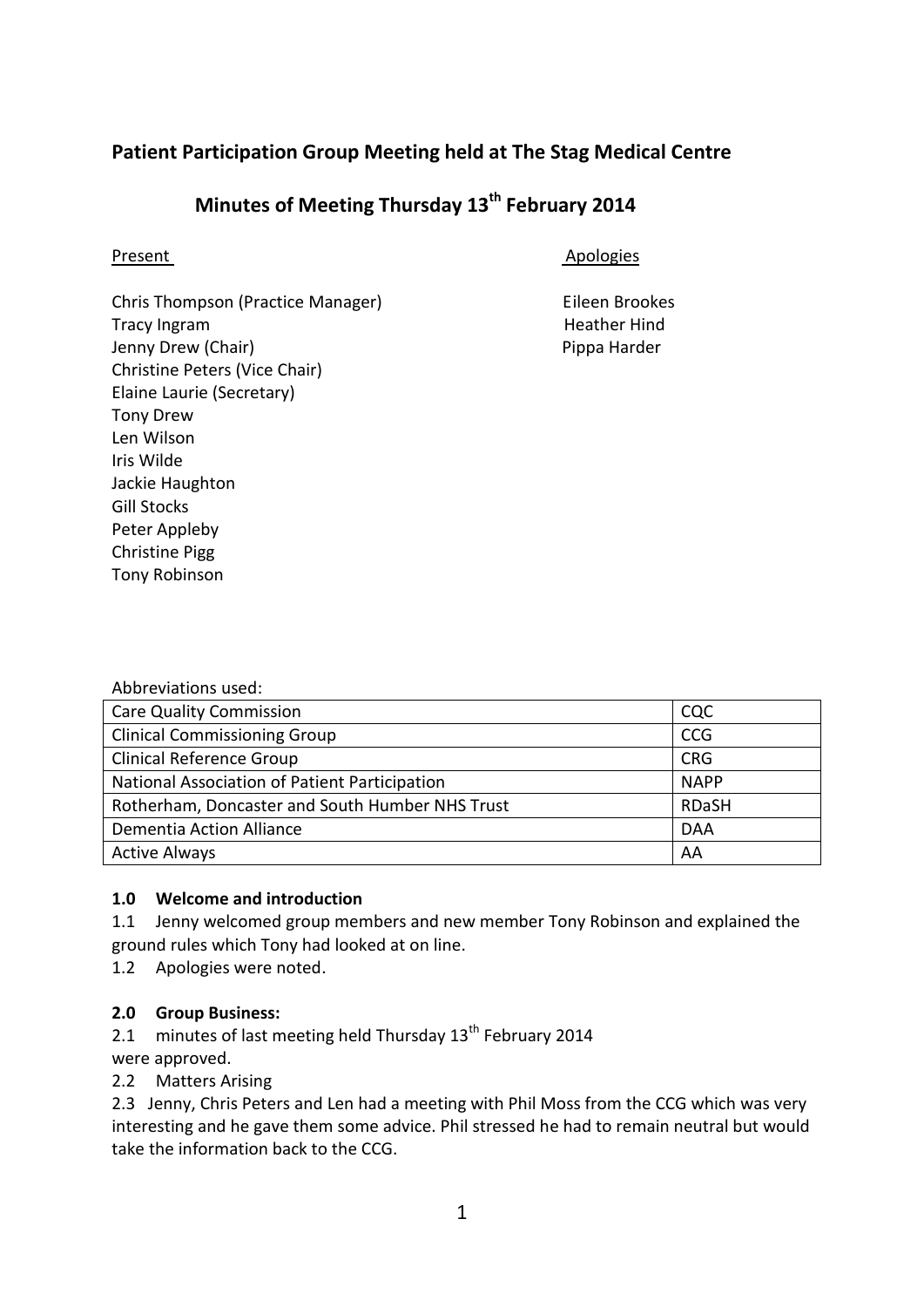## Patient Participation Group Meeting held at The Stag Medical Centre

## Minutes of Meeting Thursday 13th February 2014

Present

Chris Thompson (Practice Manager)
Tracy Ingram
Jenny Drew (Chair)
Christine Peters (Vice Chair)
Elaine Laurie (Secretary)
Tony Drew
Len Wilson
Iris Wilde
Jackie Haughton
Gill Stocks
Peter Appleby
Christine Pigg
Tony Robinson

Apologies

Eileen Brookes
Heather Hind
Pippa Harder

Abbreviations used:

| | |
|---|---|
| Care Quality Commission | CQC |
| Clinical Commissioning Group | CCG |
| Clinical Reference Group | CRG |
| National Association of Patient Participation | NAPP |
| Rotherham, Doncaster and South Humber NHS Trust | RDaSH |
| Dementia Action Alliance | DAA |
| Active Always | AA |

**1.0 Welcome and introduction**

1.1 Jenny welcomed group members and new member Tony Robinson and explained the ground rules which Tony had looked at on line.

1.2 Apologies were noted.

**2.0 Group Business:**

2.1 minutes of last meeting held Thursday 13th February 2014 were approved.

2.2 Matters Arising

2.3 Jenny, Chris Peters and Len had a meeting with Phil Moss from the CCG which was very interesting and he gave them some advice. Phil stressed he had to remain neutral but would take the information back to the CCG.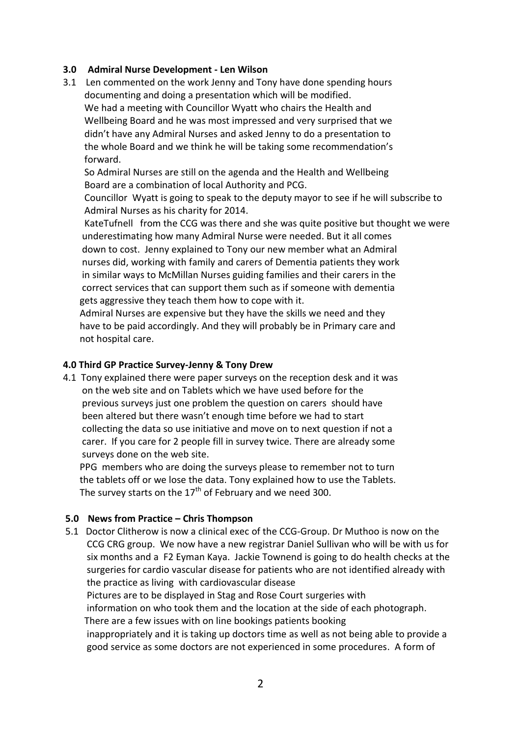**3.0 Admiral Nurse Development - Len Wilson**

3.1 Len commented on the work Jenny and Tony have done spending hours documenting and doing a presentation which will be modified.
We had a meeting with Councillor Wyatt who chairs the Health and Wellbeing Board and he was most impressed and very surprised that we didn't have any Admiral Nurses and asked Jenny to do a presentation to the whole Board and we think he will be taking some recommendation's forward.
So Admiral Nurses are still on the agenda and the Health and Wellbeing Board are a combination of local Authority and PCG.
Councillor Wyatt is going to speak to the deputy mayor to see if he will subscribe to Admiral Nurses as his charity for 2014.
KateTufnell from the CCG was there and she was quite positive but thought we were underestimating how many Admiral Nurse were needed. But it all comes down to cost. Jenny explained to Tony our new member what an Admiral nurses did, working with family and carers of Dementia patients they work in similar ways to McMillan Nurses guiding families and their carers in the correct services that can support them such as if someone with dementia gets aggressive they teach them how to cope with it.
Admiral Nurses are expensive but they have the skills we need and they have to be paid accordingly. And they will probably be in Primary care and not hospital care.

**4.0 Third GP Practice Survey-Jenny & Tony Drew**

4.1 Tony explained there were paper surveys on the reception desk and it was on the web site and on Tablets which we have used before for the previous surveys just one problem the question on carers should have been altered but there wasn't enough time before we had to start collecting the data so use initiative and move on to next question if not a carer. If you care for 2 people fill in survey twice. There are already some surveys done on the web site.
PPG members who are doing the surveys please to remember not to turn the tablets off or we lose the data. Tony explained how to use the Tablets.
The survey starts on the 17th of February and we need 300.

**5.0 News from Practice – Chris Thompson**

5.1 Doctor Clitherow is now a clinical exec of the CCG-Group. Dr Muthoo is now on the CCG CRG group. We now have a new registrar Daniel Sullivan who will be with us for six months and a F2 Eyman Kaya. Jackie Townend is going to do health checks at the surgeries for cardio vascular disease for patients who are not identified already with the practice as living with cardiovascular disease
Pictures are to be displayed in Stag and Rose Court surgeries with information on who took them and the location at the side of each photograph.
There are a few issues with on line bookings patients booking inappropriately and it is taking up doctors time as well as not being able to provide a good service as some doctors are not experienced in some procedures. A form of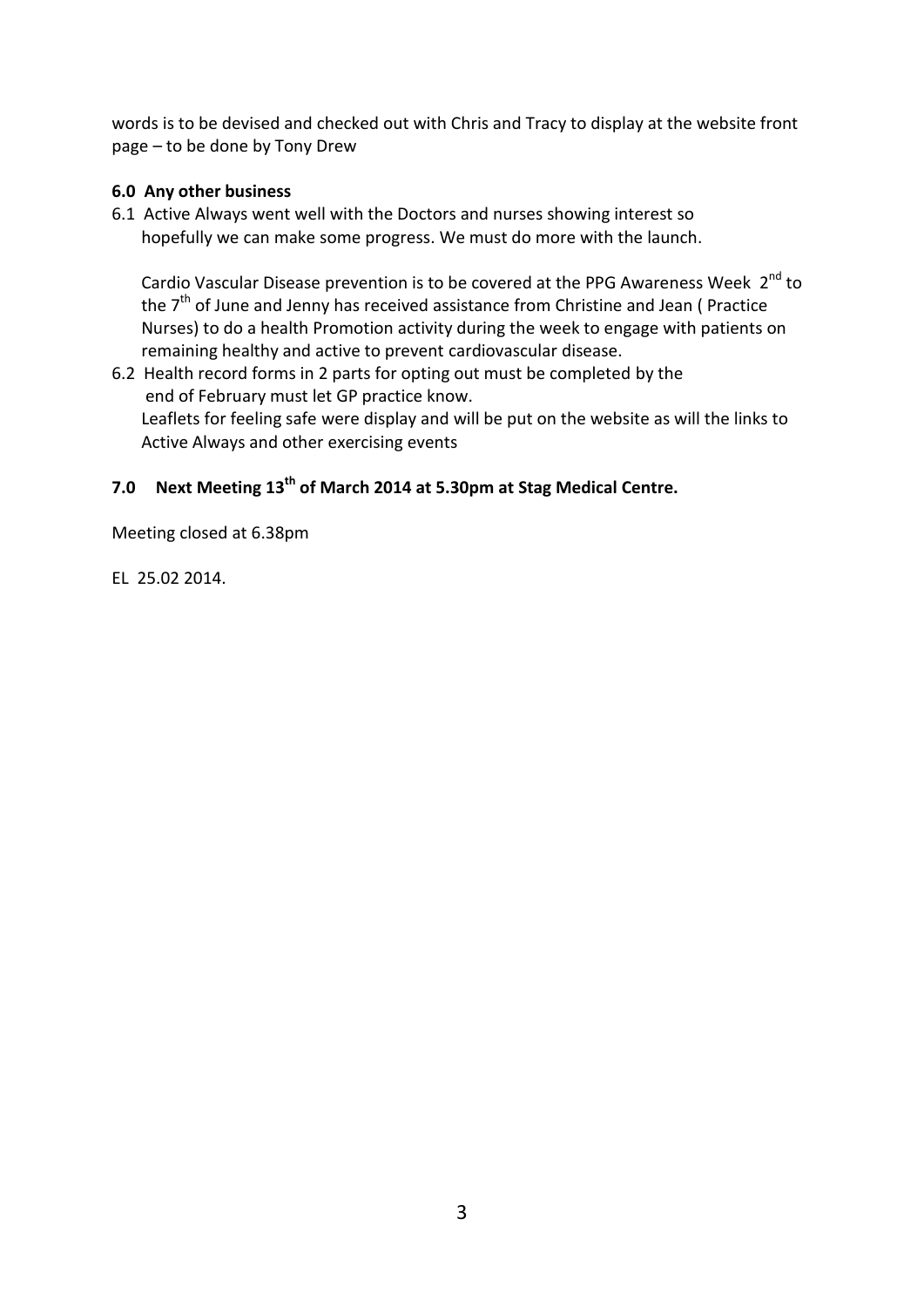words is to be devised and checked out with Chris and Tracy to display at the website front page – to be done by Tony Drew

**6.0 Any other business**

6.1 Active Always went well with the Doctors and nurses showing interest so hopefully we can make some progress. We must do more with the launch.

Cardio Vascular Disease prevention is to be covered at the PPG Awareness Week 2nd to the 7th of June and Jenny has received assistance from Christine and Jean ( Practice Nurses) to do a health Promotion activity during the week to engage with patients on remaining healthy and active to prevent cardiovascular disease.

6.2 Health record forms in 2 parts for opting out must be completed by the end of February must let GP practice know.
Leaflets for feeling safe were display and will be put on the website as will the links to Active Always and other exercising events

**7.0 Next Meeting 13th of March 2014 at 5.30pm at Stag Medical Centre.**

Meeting closed at 6.38pm

EL 25.02 2014.